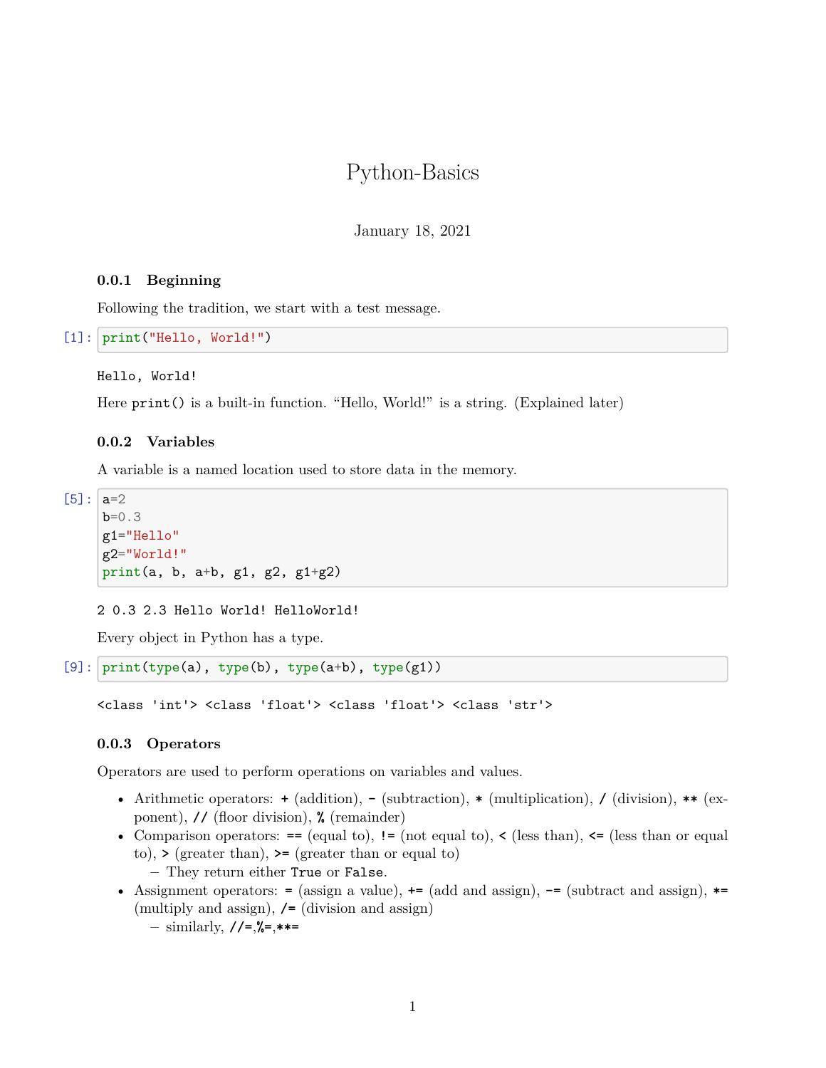# Python-Basics

January 18, 2021

### 0.0.1 Beginning

Following the tradition, we start with a test message.

```
[1]: print("Hello, World!")
```

```
Hello, World!
```

Here `print()` is a built-in function. "Hello, World!" is a string. (Explained later)

### 0.0.2 Variables

A variable is a named location used to store data in the memory.

```
[5]: a=2
     b=0.3
     g1="Hello"
     g2="World!"
     print(a, b, a+b, g1, g2, g1+g2)
```

```
2 0.3 2.3 Hello World! HelloWorld!
```

Every object in Python has a type.

```
[9]: print(type(a), type(b), type(a+b), type(g1))
```

```
<class 'int'> <class 'float'> <class 'float'> <class 'str'>
```

### 0.0.3 Operators

Operators are used to perform operations on variables and values.

- Arithmetic operators: `+` (addition), `-` (subtraction), `*` (multiplication), `/` (division), `**` (exponent), `//` (floor division), `%` (remainder)
- Comparison operators: `==` (equal to), `!=` (not equal to), `<` (less than), `<=` (less than or equal to), `>` (greater than), `>=` (greater than or equal to)
  - They return either `True` or `False`.
- Assignment operators: `=` (assign a value), `+=` (add and assign), `-=` (subtract and assign), `*=` (multiply and assign), `/=` (division and assign)
  - similarly, `//=`,`%=`,`**=`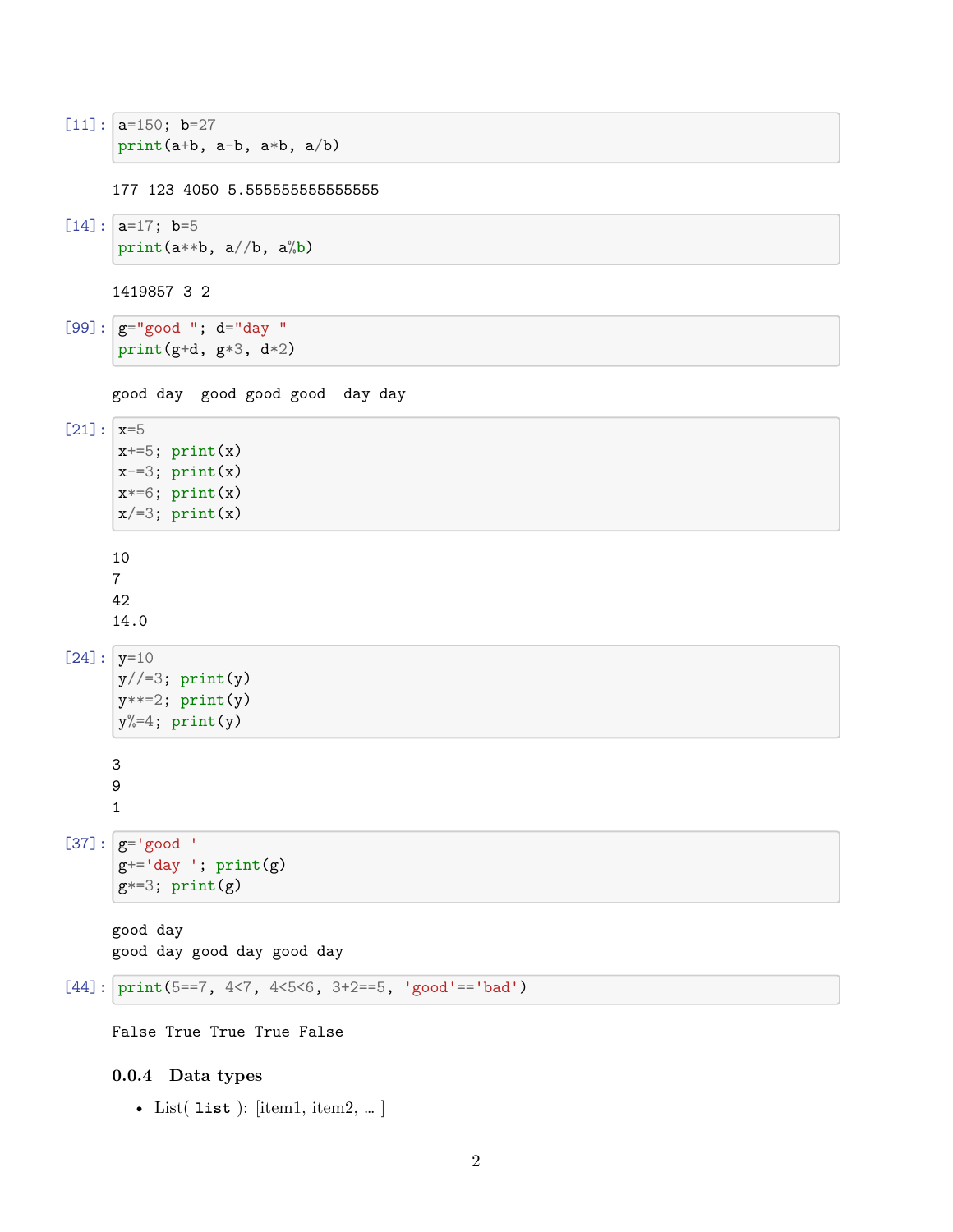[11]:
```
a=150; b=27
print(a+b, a-b, a*b, a/b)
```

```
177 123 4050 5.555555555555555
```

[14]:
```
a=17; b=5
print(a**b, a//b, a%b)
```

```
1419857 3 2
```

[99]:
```
g="good "; d="day "
print(g+d, g*3, d*2)
```

```
good day  good good good  day day
```

[21]:
```
x=5
x+=5; print(x)
x-=3; print(x)
x*=6; print(x)
x/=3; print(x)
```

```
10
7
42
14.0
```

[24]:
```
y=10
y//=3; print(y)
y**=2; print(y)
y%=4; print(y)
```

```
3
9
1
```

[37]:
```
g='good '
g+='day '; print(g)
g*=3; print(g)
```

```
good day
good day good day good day
```

[44]:
```
print(5==7, 4<7, 4<5<6, 3+2==5, 'good'=='bad')
```

```
False True True True False
```

#### 0.0.4 Data types

- List( `list` ): [item1, item2, ... ]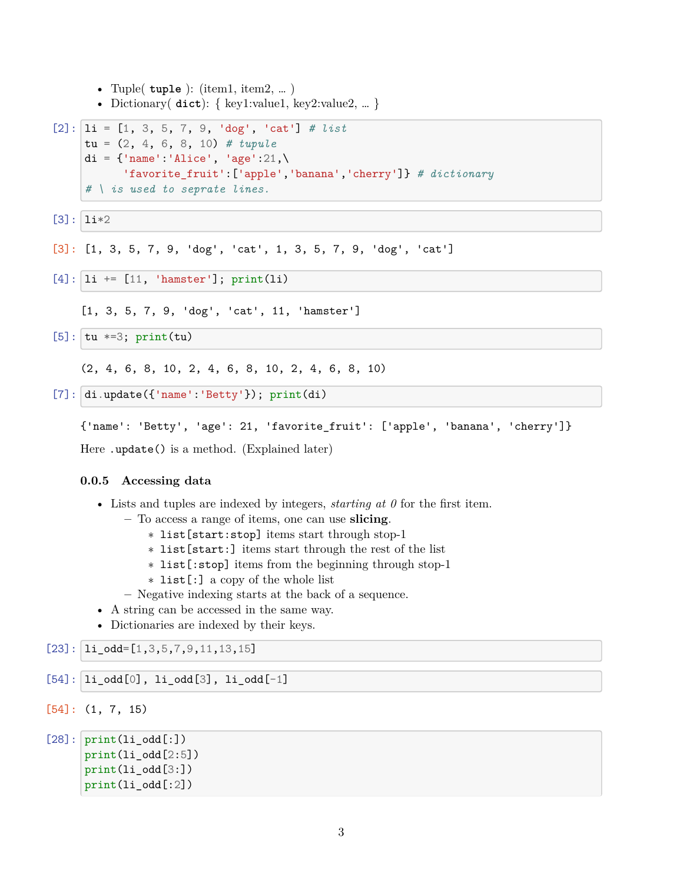- Tuple( **tuple** ): (item1, item2, … )
- Dictionary( **dict**): { key1:value1, key2:value2, … }

[2]:
```
li = [1, 3, 5, 7, 9, 'dog', 'cat'] # list
tu = (2, 4, 6, 8, 10) # tupule
di = {'name':'Alice', 'age':21,\
      'favorite_fruit':['apple','banana','cherry']} # dictionary
# \ is used to seprate lines.
```

[3]:
```
li*2
```

[3]:
```
[1, 3, 5, 7, 9, 'dog', 'cat', 1, 3, 5, 7, 9, 'dog', 'cat']
```

[4]:
```
li += [11, 'hamster']; print(li)
```

```
[1, 3, 5, 7, 9, 'dog', 'cat', 11, 'hamster']
```

[5]:
```
tu *=3; print(tu)
```

```
(2, 4, 6, 8, 10, 2, 4, 6, 8, 10, 2, 4, 6, 8, 10)
```

[7]:
```
di.update({'name':'Betty'}); print(di)
```

```
{'name': 'Betty', 'age': 21, 'favorite_fruit': ['apple', 'banana', 'cherry']}
```

Here `.update()` is a method. (Explained later)

### 0.0.5 Accessing data

- Lists and tuples are indexed by integers, *starting at 0* for the first item.
  - To access a range of items, one can use **slicing**.
    - `list[start:stop]` items start through stop-1
    - `list[start:]` items start through the rest of the list
    - `list[:stop]` items from the beginning through stop-1
    - `list[:]` a copy of the whole list
  - Negative indexing starts at the back of a sequence.
- A string can be accessed in the same way.
- Dictionaries are indexed by their keys.

[23]:
```
li_odd=[1,3,5,7,9,11,13,15]
```

[54]:
```
li_odd[0], li_odd[3], li_odd[-1]
```

[54]:
```
(1, 7, 15)
```

[28]:
```
print(li_odd[:])
print(li_odd[2:5])
print(li_odd[3:])
print(li_odd[:2])
```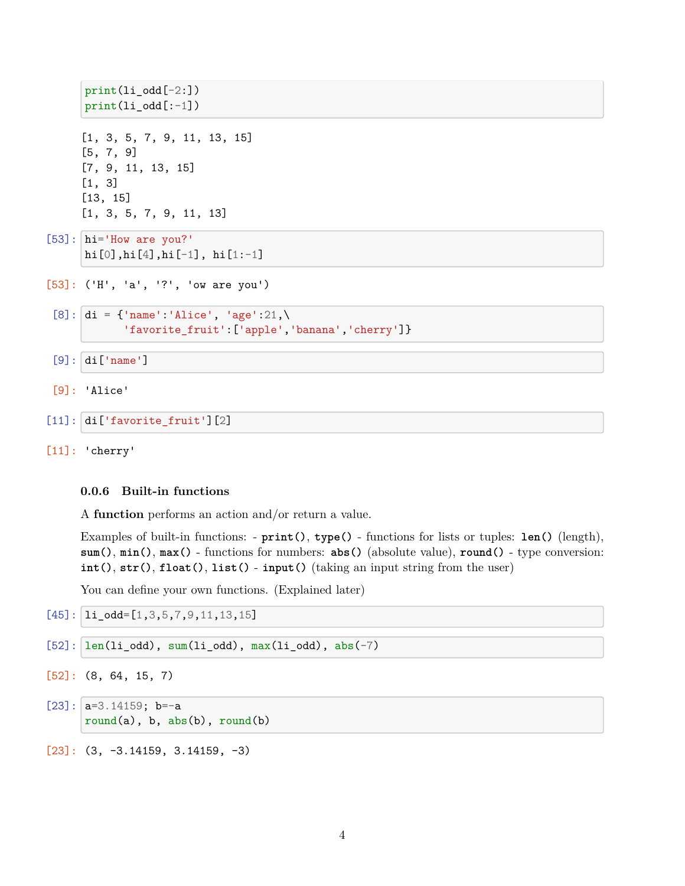```
print(li_odd[-2:])
print(li_odd[:-1])
```

```
[1, 3, 5, 7, 9, 11, 13, 15]
[5, 7, 9]
[7, 9, 11, 13, 15]
[1, 3]
[13, 15]
[1, 3, 5, 7, 9, 11, 13]
```

[53]:
```
hi='How are you?'
hi[0],hi[4],hi[-1], hi[1:-1]
```

[53]:
```
('H', 'a', '?', 'ow are you')
```

[8]:
```
di = {'name':'Alice', 'age':21,\
      'favorite_fruit':['apple','banana','cherry']}
```

[9]:
```
di['name']
```

[9]:
```
'Alice'
```

[11]:
```
di['favorite_fruit'][2]
```

[11]:
```
'cherry'
```

### 0.0.6 Built-in functions

A **function** performs an action and/or return a value.

Examples of built-in functions: - **print()**, **type()** - functions for lists or tuples: **len()** (length), **sum()**, **min()**, **max()** - functions for numbers: **abs()** (absolute value), **round()** - type conversion: **int()**, **str()**, **float()**, **list()** - **input()** (taking an input string from the user)

You can define your own functions. (Explained later)

[45]:
```
li_odd=[1,3,5,7,9,11,13,15]
```

[52]:
```
len(li_odd), sum(li_odd), max(li_odd), abs(-7)
```

[52]:
```
(8, 64, 15, 7)
```

[23]:
```
a=3.14159; b=-a
round(a), b, abs(b), round(b)
```

[23]:
```
(3, -3.14159, 3.14159, -3)
```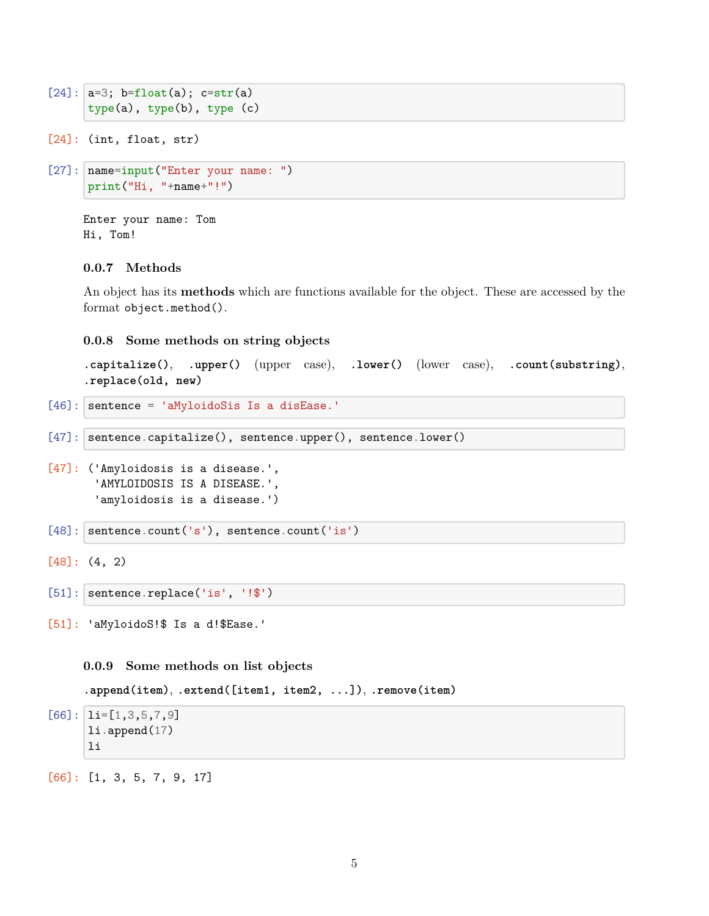```
[24]: a=3; b=float(a); c=str(a)
      type(a), type(b), type (c)
```

```
[24]: (int, float, str)
```

```
[27]: name=input("Enter your name: ")
      print("Hi, "+name+"!")
```

```
Enter your name: Tom
Hi, Tom!
```

### 0.0.7 Methods

An object has its **methods** which are functions available for the object. These are accessed by the format `object.method()`.

### 0.0.8 Some methods on string objects

**.capitalize()**, **.upper()** (upper case), **.lower()** (lower case), **.count(substring)**, **.replace(old, new)**

```
[46]: sentence = 'aMyloidoSis Is a disEase.'
```

```
[47]: sentence.capitalize(), sentence.upper(), sentence.lower()
```

```
[47]: ('Amyloidosis is a disease.',
       'AMYLOIDOSIS IS A DISEASE.',
       'amyloidosis is a disease.')
```

```
[48]: sentence.count('s'), sentence.count('is')
```

```
[48]: (4, 2)
```

```
[51]: sentence.replace('is', '!$')
```

```
[51]: 'aMyloidoS!$ Is a d!$Ease.'
```

### 0.0.9 Some methods on list objects

**.append(item)**, **.extend([item1, item2, ...])**, **.remove(item)**

```
[66]: li=[1,3,5,7,9]
      li.append(17)
      li
```

```
[66]: [1, 3, 5, 7, 9, 17]
```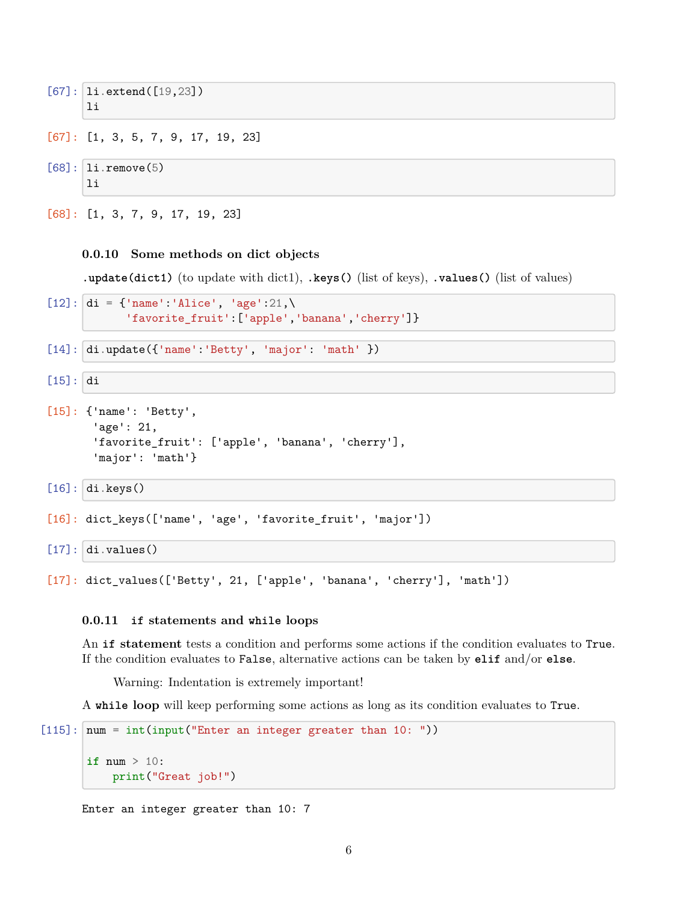```
[67]: li.extend([19,23])
      li
```

```
[67]: [1, 3, 5, 7, 9, 17, 19, 23]
```

```
[68]: li.remove(5)
      li
```

```
[68]: [1, 3, 7, 9, 17, 19, 23]
```

### 0.0.10 Some methods on dict objects

**.update(dict1)** (to update with dict1), **.keys()** (list of keys), **.values()** (list of values)

```
[12]: di = {'name':'Alice', 'age':21,\
            'favorite_fruit':['apple','banana','cherry']}
```

```
[14]: di.update({'name':'Betty', 'major': 'math' })
```

```
[15]: di
```

```
[15]: {'name': 'Betty',
       'age': 21,
       'favorite_fruit': ['apple', 'banana', 'cherry'],
       'major': 'math'}
```

```
[16]: di.keys()
```

```
[16]: dict_keys(['name', 'age', 'favorite_fruit', 'major'])
```

```
[17]: di.values()
```

```
[17]: dict_values(['Betty', 21, ['apple', 'banana', 'cherry'], 'math'])
```

### 0.0.11 if statements and while loops

An **if statement** tests a condition and performs some actions if the condition evaluates to `True`. If the condition evaluates to `False`, alternative actions can be taken by **elif** and/or **else**.

> Warning: Indentation is extremely important!

A **while loop** will keep performing some actions as long as its condition evaluates to `True`.

```
[115]: num = int(input("Enter an integer greater than 10: "))

       if num > 10:
           print("Great job!")
```

```
Enter an integer greater than 10: 7
```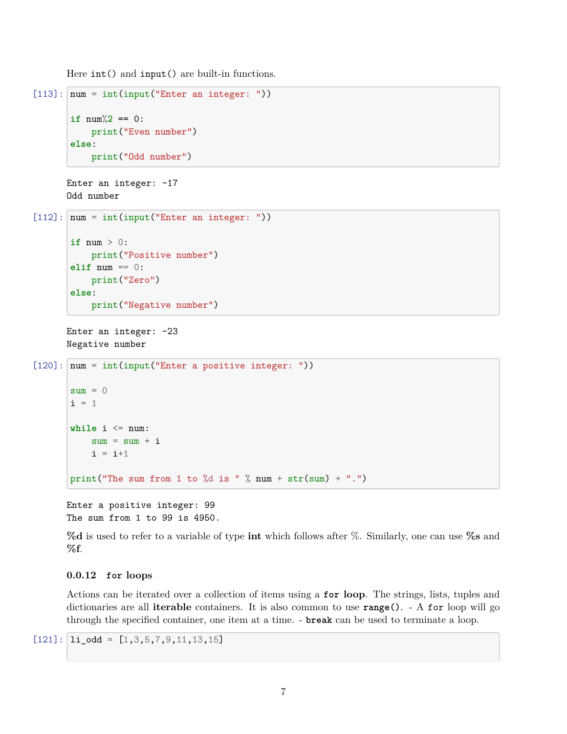Here `int()` and `input()` are built-in functions.

[113]:
```
num = int(input("Enter an integer: "))

if num%2 == 0:
    print("Even number")
else:
    print("Odd number")
```

```
Enter an integer: -17
Odd number
```

[112]:
```
num = int(input("Enter an integer: "))

if num > 0:
    print("Positive number")
elif num == 0:
    print("Zero")
else:
    print("Negative number")
```

```
Enter an integer: -23
Negative number
```

[120]:
```
num = int(input("Enter a positive integer: "))

sum = 0
i = 1

while i <= num:
    sum = sum + i
    i = i+1

print("The sum from 1 to %d is " % num + str(sum) + ".")
```

```
Enter a positive integer: 99
The sum from 1 to 99 is 4950.
```

**%d** is used to refer to a variable of type **int** which follows after %. Similarly, one can use **%s** and **%f**.

### 0.0.12 `for` loops

Actions can be iterated over a collection of items using a **`for` loop**. The strings, lists, tuples and dictionaries are all **iterable** containers. It is also common to use **`range()`**. - A `for` loop will go through the specified container, one item at a time. - **`break`** can be used to terminate a loop.

[121]:
```
li_odd = [1,3,5,7,9,11,13,15]
```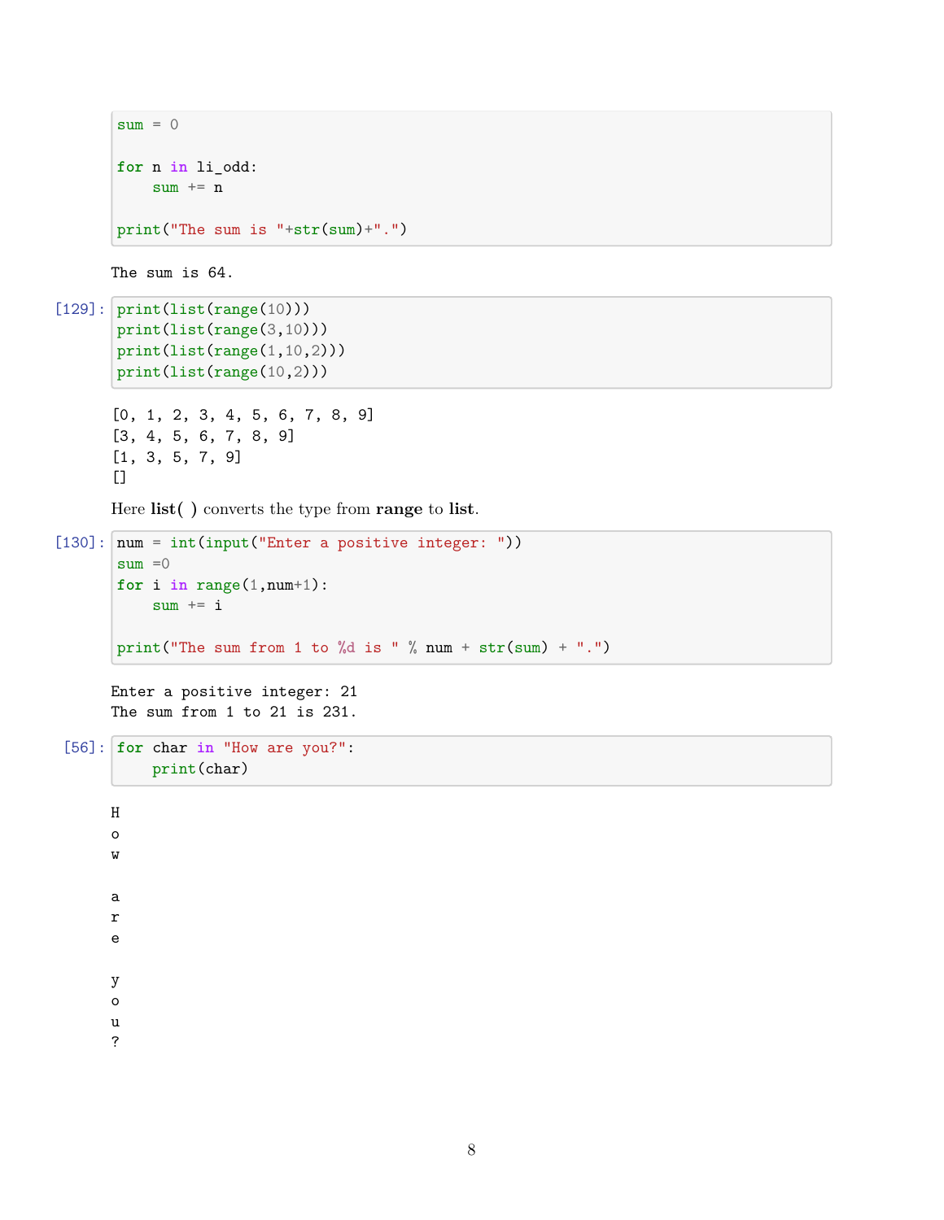```
sum = 0

for n in li_odd:
    sum += n

print("The sum is "+str(sum)+".")
```

```
The sum is 64.
```

[129]:

```
print(list(range(10)))
print(list(range(3,10)))
print(list(range(1,10,2)))
print(list(range(10,2)))
```

```
[0, 1, 2, 3, 4, 5, 6, 7, 8, 9]
[3, 4, 5, 6, 7, 8, 9]
[1, 3, 5, 7, 9]
[]
```

Here **list( )** converts the type from **range** to **list**.

[130]:

```
num = int(input("Enter a positive integer: "))
sum =0
for i in range(1,num+1):
    sum += i

print("The sum from 1 to %d is " % num + str(sum) + ".")
```

```
Enter a positive integer: 21
The sum from 1 to 21 is 231.
```

[56]:

```
for char in "How are you?":
    print(char)
```

```
H
o
w

a
r
e

y
o
u
?
```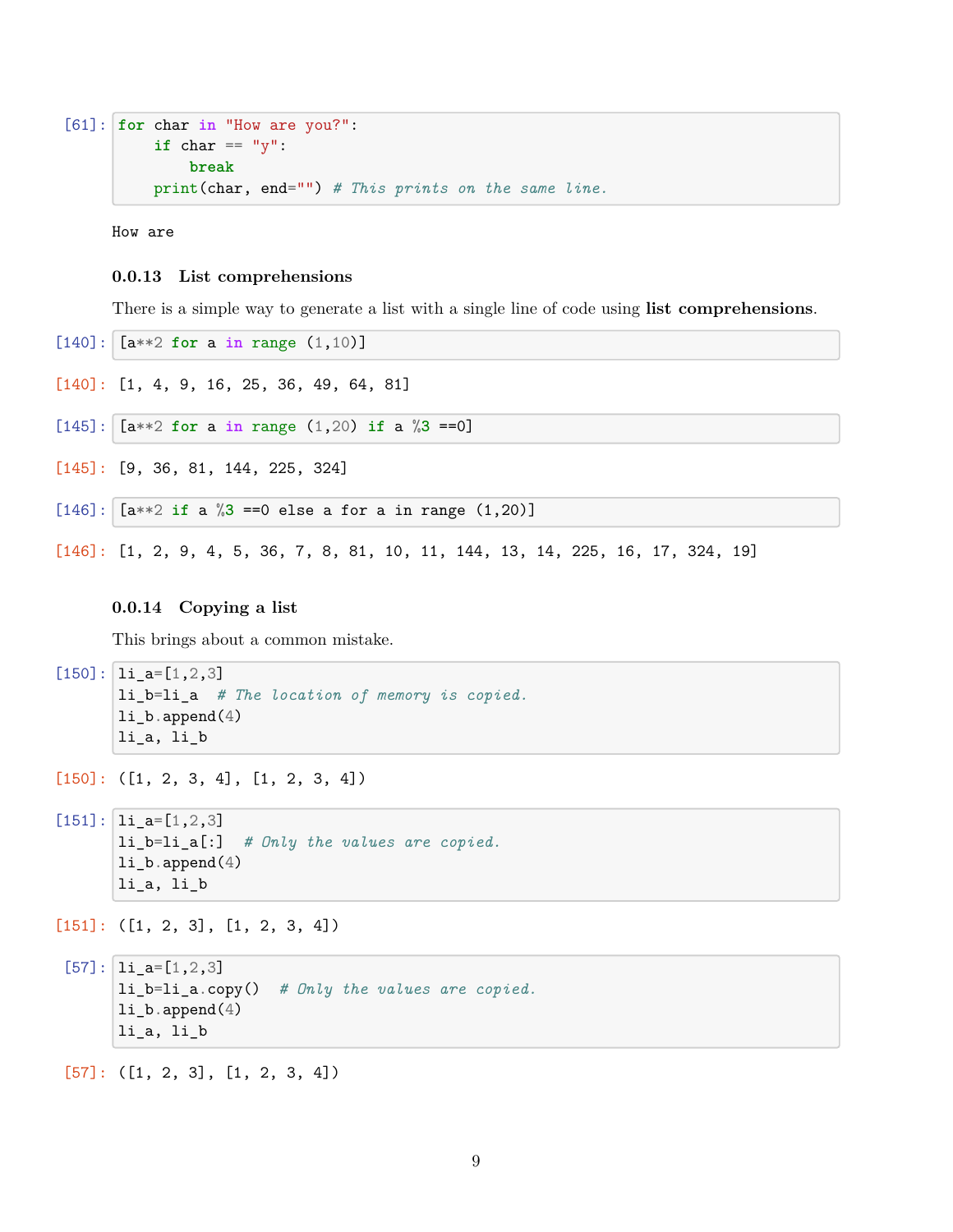```python
[61]: for char in "How are you?":
          if char == "y":
              break
          print(char, end="") # This prints on the same line.
```

```
How are
```

### 0.0.13 List comprehensions

There is a simple way to generate a list with a single line of code using **list comprehensions**.

```python
[140]: [a**2 for a in range (1,10)]
```

```
[140]: [1, 4, 9, 16, 25, 36, 49, 64, 81]
```

```python
[145]: [a**2 for a in range (1,20) if a %3 ==0]
```

```
[145]: [9, 36, 81, 144, 225, 324]
```

```python
[146]: [a**2 if a %3 ==0 else a for a in range (1,20)]
```

```
[146]: [1, 2, 9, 4, 5, 36, 7, 8, 81, 10, 11, 144, 13, 14, 225, 16, 17, 324, 19]
```

### 0.0.14 Copying a list

This brings about a common mistake.

```python
[150]: li_a=[1,2,3]
       li_b=li_a  # The location of memory is copied.
       li_b.append(4)
       li_a, li_b
```

```
[150]: ([1, 2, 3, 4], [1, 2, 3, 4])
```

```python
[151]: li_a=[1,2,3]
       li_b=li_a[:]  # Only the values are copied.
       li_b.append(4)
       li_a, li_b
```

```
[151]: ([1, 2, 3], [1, 2, 3, 4])
```

```python
[57]: li_a=[1,2,3]
      li_b=li_a.copy()  # Only the values are copied.
      li_b.append(4)
      li_a, li_b
```

```
[57]: ([1, 2, 3], [1, 2, 3, 4])
```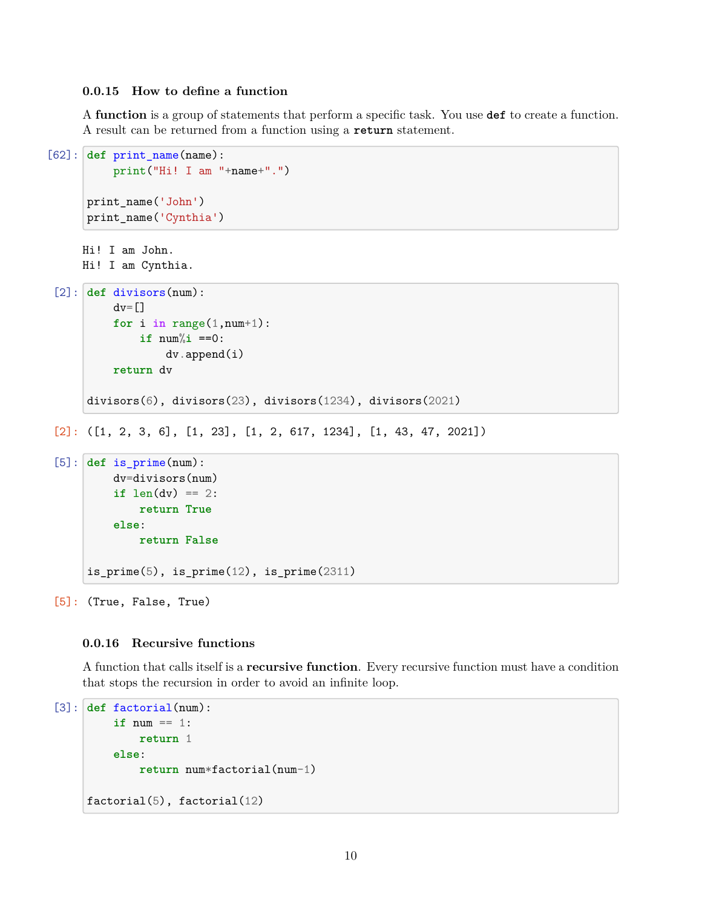### 0.0.15 How to define a function

A **function** is a group of statements that perform a specific task. You use **def** to create a function. A result can be returned from a function using a **return** statement.

[62]:
```
def print_name(name):
    print("Hi! I am "+name+".")

print_name('John')
print_name('Cynthia')
```

```
Hi! I am John.
Hi! I am Cynthia.
```

[2]:
```
def divisors(num):
    dv=[]
    for i in range(1,num+1):
        if num%i ==0:
            dv.append(i)
    return dv

divisors(6), divisors(23), divisors(1234), divisors(2021)
```

[2]:
```
([1, 2, 3, 6], [1, 23], [1, 2, 617, 1234], [1, 43, 47, 2021])
```

[5]:
```
def is_prime(num):
    dv=divisors(num)
    if len(dv) == 2:
        return True
    else:
        return False

is_prime(5), is_prime(12), is_prime(2311)
```

[5]:
```
(True, False, True)
```

### 0.0.16 Recursive functions

A function that calls itself is a **recursive function**. Every recursive function must have a condition that stops the recursion in order to avoid an infinite loop.

[3]:
```
def factorial(num):
    if num == 1:
        return 1
    else:
        return num*factorial(num-1)

factorial(5), factorial(12)
```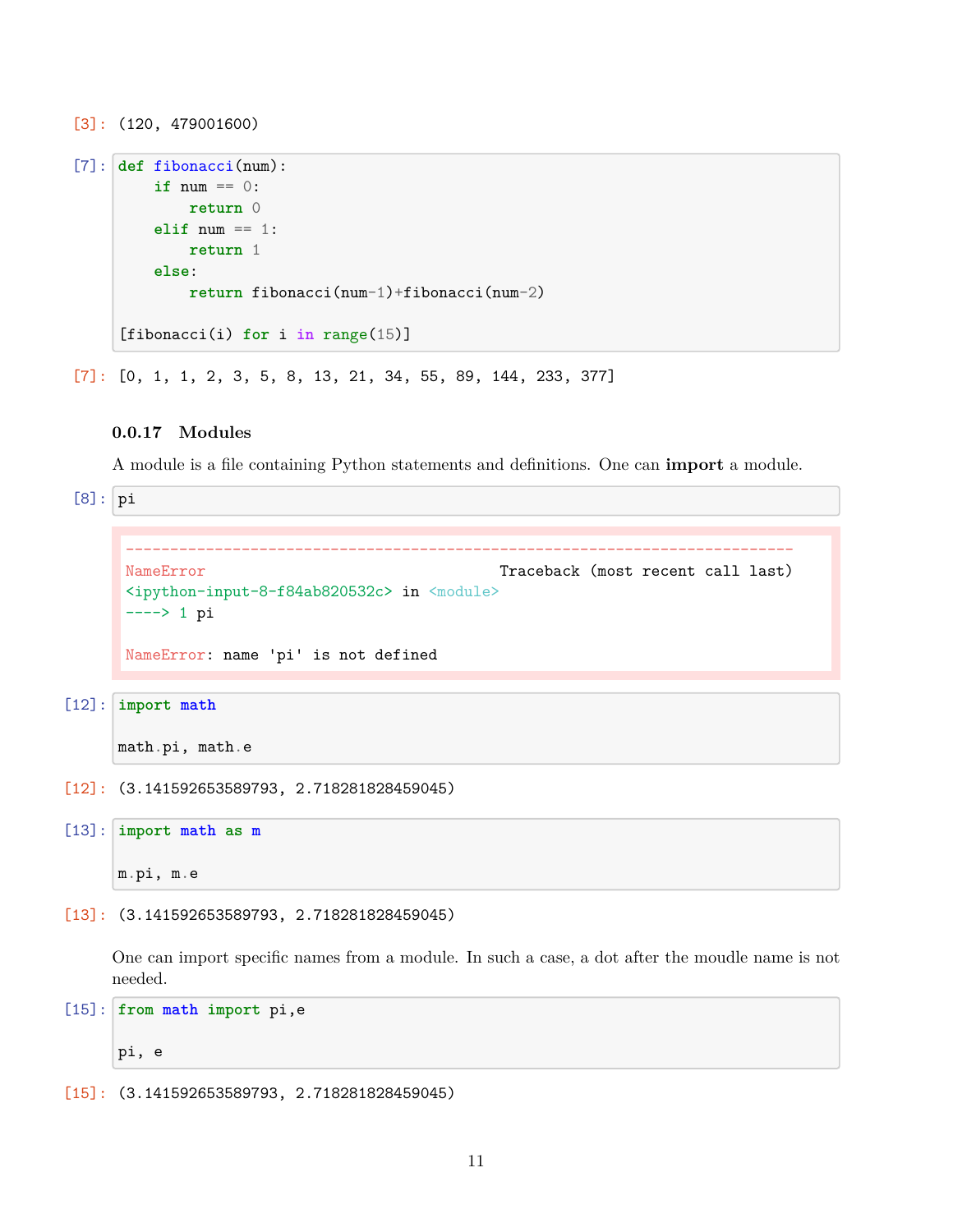[3]: (120, 479001600)

[7]:
```python
def fibonacci(num):
    if num == 0:
        return 0
    elif num == 1:
        return 1
    else:
        return fibonacci(num-1)+fibonacci(num-2)

[fibonacci(i) for i in range(15)]
```

[7]: [0, 1, 1, 2, 3, 5, 8, 13, 21, 34, 55, 89, 144, 233, 377]

### 0.0.17 Modules

A module is a file containing Python statements and definitions. One can **import** a module.

[8]:
```python
pi
```

```
---------------------------------------------------------------------------
NameError                                 Traceback (most recent call last)
<ipython-input-8-f84ab820532c> in <module>
----> 1 pi

NameError: name 'pi' is not defined
```

[12]:
```python
import math

math.pi, math.e
```

[12]: (3.141592653589793, 2.718281828459045)

[13]:
```python
import math as m

m.pi, m.e
```

[13]: (3.141592653589793, 2.718281828459045)

One can import specific names from a module. In such a case, a dot after the moudle name is not needed.

[15]:
```python
from math import pi,e

pi, e
```

[15]: (3.141592653589793, 2.718281828459045)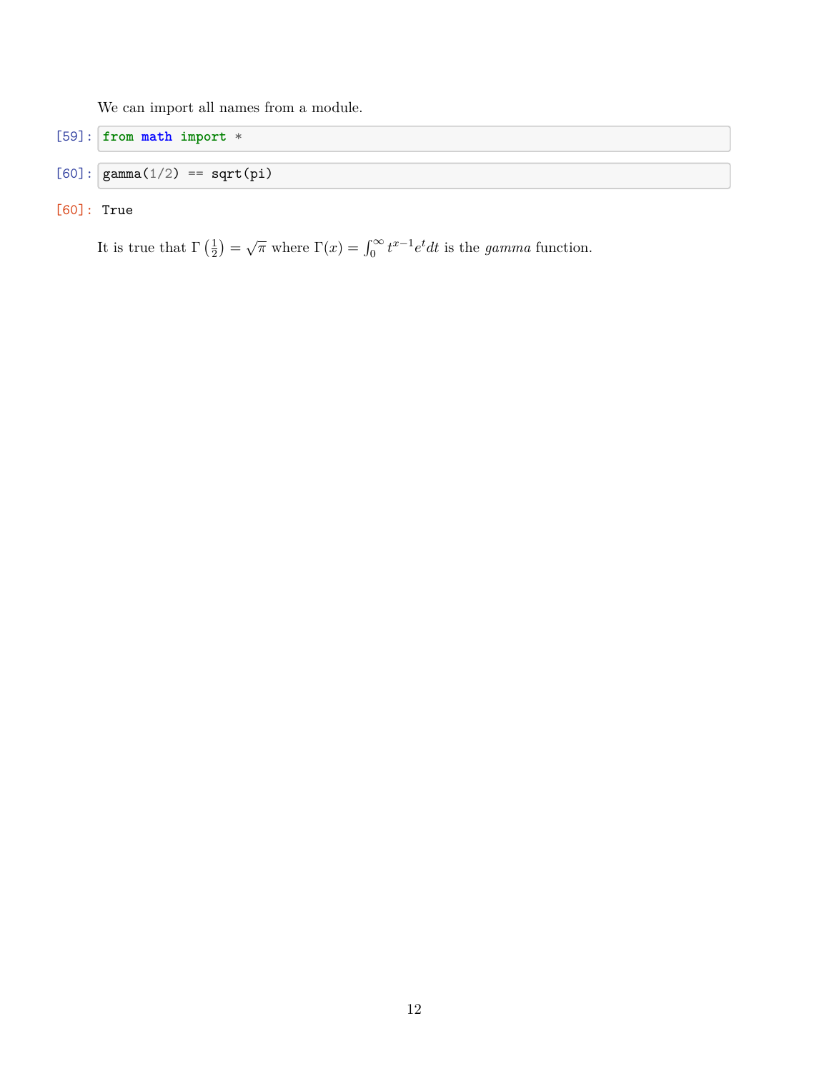We can import all names from a module.

```
[59]: from math import *
```

```
[60]: gamma(1/2) == sqrt(pi)
```

```
[60]: True
```

It is true that $\Gamma\left(\frac{1}{2}\right) = \sqrt{\pi}$ where $\Gamma(x) = \int_0^\infty t^{x-1}e^t dt$ is the *gamma* function.